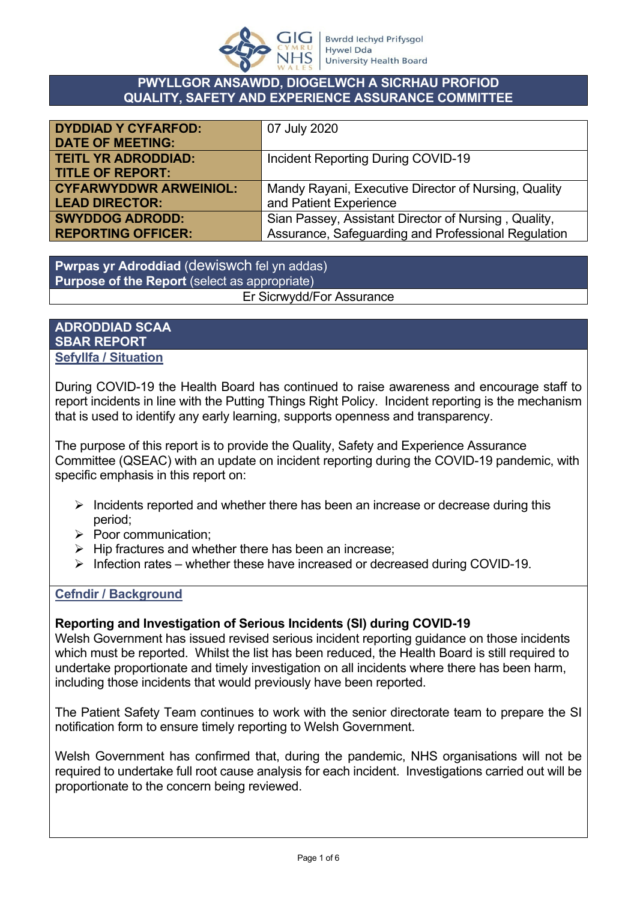**PWYLLGOR ANSAWDD, DIOGELWCH A SICRHAU PROFIOD**
**QUALITY, SAFETY AND EXPERIENCE ASSURANCE COMMITTEE**

| | |
|---|---|
| **DYDDIAD Y CYFARFOD: DATE OF MEETING:** | 07 July 2020 |
| **TEITL YR ADRODDIAD: TITLE OF REPORT:** | Incident Reporting During COVID-19 |
| **CYFARWYDDWR ARWEINIOL: LEAD DIRECTOR:** | Mandy Rayani, Executive Director of Nursing, Quality and Patient Experience |
| **SWYDDOG ADRODD: REPORTING OFFICER:** | Sian Passey, Assistant Director of Nursing , Quality, Assurance, Safeguarding and Professional Regulation |

| **Pwrpas yr Adroddiad** (dewiswch fel yn addas) **Purpose of the Report** (select as appropriate) |
|---|
| Er Sicrwydd/For Assurance |

**ADRODDIAD SCAA**
**SBAR REPORT**

## Sefyllfa / Situation

During COVID-19 the Health Board has continued to raise awareness and encourage staff to report incidents in line with the Putting Things Right Policy. Incident reporting is the mechanism that is used to identify any early learning, supports openness and transparency.

The purpose of this report is to provide the Quality, Safety and Experience Assurance Committee (QSEAC) with an update on incident reporting during the COVID-19 pandemic, with specific emphasis in this report on:

- Incidents reported and whether there has been an increase or decrease during this period;
- Poor communication;
- Hip fractures and whether there has been an increase;
- Infection rates – whether these have increased or decreased during COVID-19.

## Cefndir / Background

**Reporting and Investigation of Serious Incidents (SI) during COVID-19**

Welsh Government has issued revised serious incident reporting guidance on those incidents which must be reported. Whilst the list has been reduced, the Health Board is still required to undertake proportionate and timely investigation on all incidents where there has been harm, including those incidents that would previously have been reported.

The Patient Safety Team continues to work with the senior directorate team to prepare the SI notification form to ensure timely reporting to Welsh Government.

Welsh Government has confirmed that, during the pandemic, NHS organisations will not be required to undertake full root cause analysis for each incident. Investigations carried out will be proportionate to the concern being reviewed.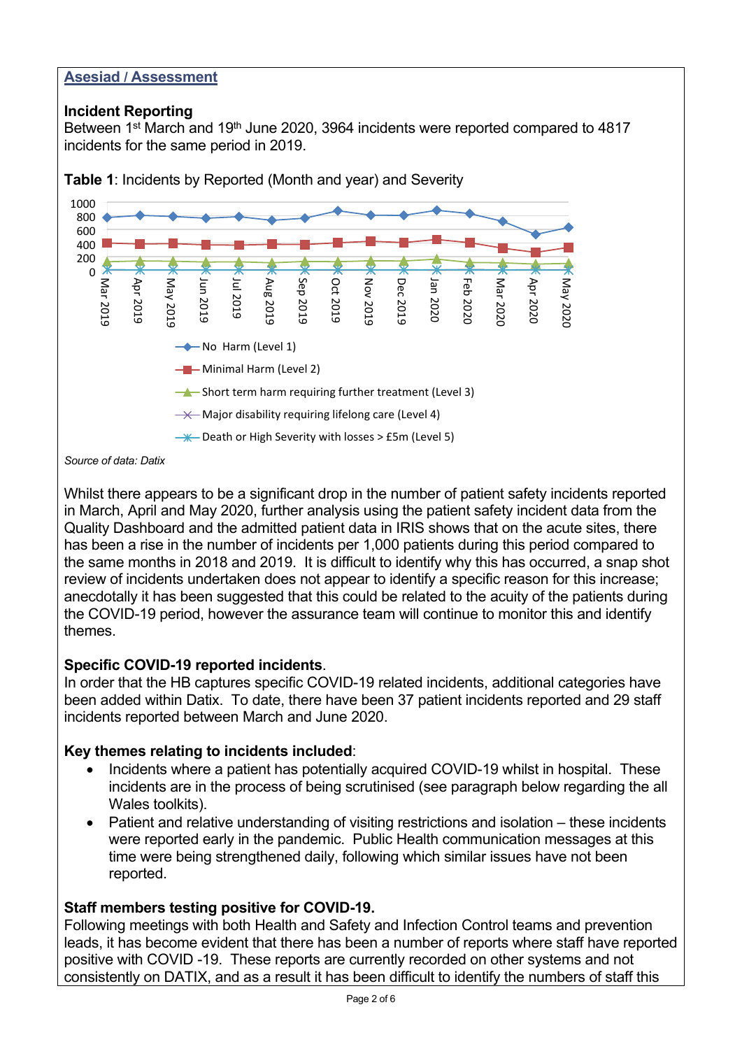## Asesiad / Assessment

### Incident Reporting

Between 1st March and 19th June 2020, 3964 incidents were reported compared to 4817 incidents for the same period in 2019.

**Table 1**: Incidents by Reported (Month and year) and Severity

*Source of data: Datix*

Whilst there appears to be a significant drop in the number of patient safety incidents reported in March, April and May 2020, further analysis using the patient safety incident data from the Quality Dashboard and the admitted patient data in IRIS shows that on the acute sites, there has been a rise in the number of incidents per 1,000 patients during this period compared to the same months in 2018 and 2019. It is difficult to identify why this has occurred, a snap shot review of incidents undertaken does not appear to identify a specific reason for this increase; anecdotally it has been suggested that this could be related to the acuity of the patients during the COVID-19 period, however the assurance team will continue to monitor this and identify themes.

**Specific COVID-19 reported incidents**.

In order that the HB captures specific COVID-19 related incidents, additional categories have been added within Datix. To date, there have been 37 patient incidents reported and 29 staff incidents reported between March and June 2020.

**Key themes relating to incidents included**:

- Incidents where a patient has potentially acquired COVID-19 whilst in hospital. These incidents are in the process of being scrutinised (see paragraph below regarding the all Wales toolkits).
- Patient and relative understanding of visiting restrictions and isolation – these incidents were reported early in the pandemic. Public Health communication messages at this time were being strengthened daily, following which similar issues have not been reported.

**Staff members testing positive for COVID-19.**

Following meetings with both Health and Safety and Infection Control teams and prevention leads, it has become evident that there has been a number of reports where staff have reported positive with COVID -19. These reports are currently recorded on other systems and not consistently on DATIX, and as a result it has been difficult to identify the numbers of staff this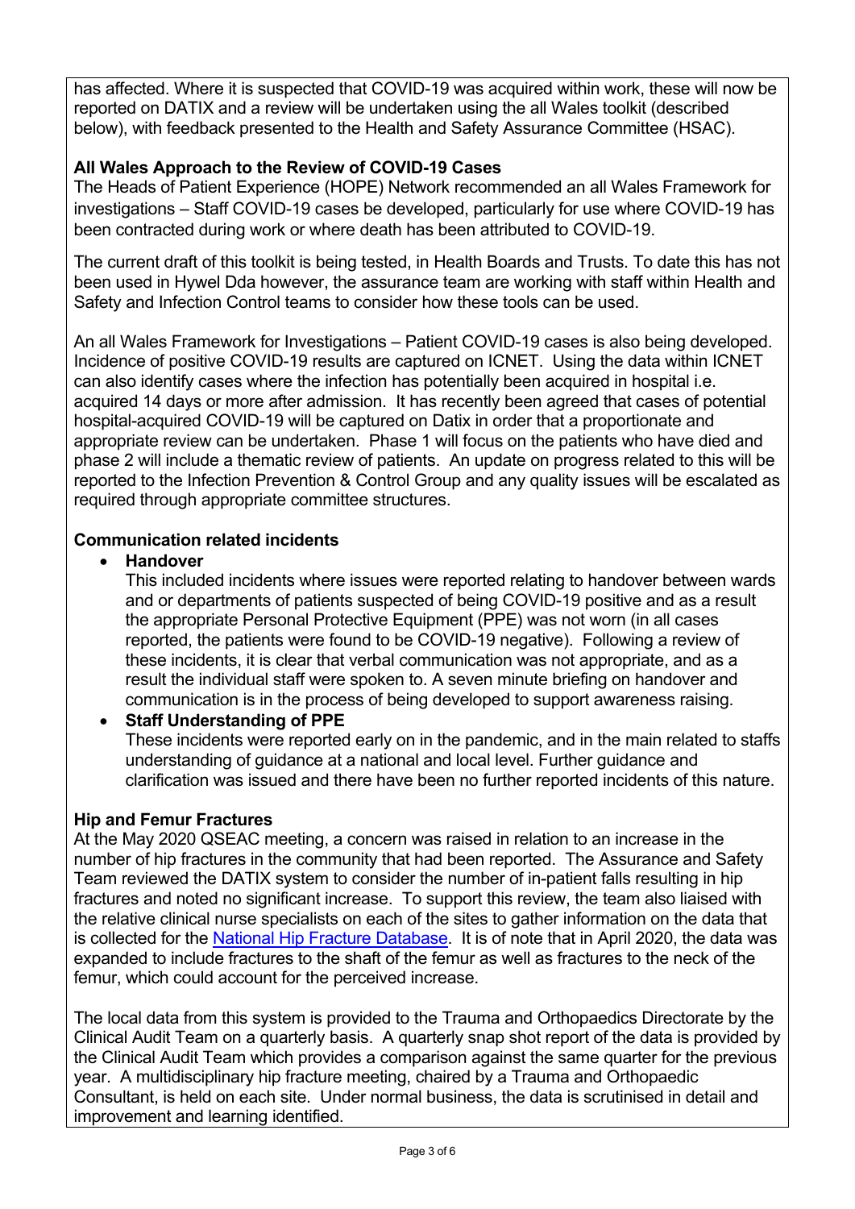has affected. Where it is suspected that COVID-19 was acquired within work, these will now be reported on DATIX and a review will be undertaken using the all Wales toolkit (described below), with feedback presented to the Health and Safety Assurance Committee (HSAC).

**All Wales Approach to the Review of COVID-19 Cases**

The Heads of Patient Experience (HOPE) Network recommended an all Wales Framework for investigations – Staff COVID-19 cases be developed, particularly for use where COVID-19 has been contracted during work or where death has been attributed to COVID-19.

The current draft of this toolkit is being tested, in Health Boards and Trusts. To date this has not been used in Hywel Dda however, the assurance team are working with staff within Health and Safety and Infection Control teams to consider how these tools can be used.

An all Wales Framework for Investigations – Patient COVID-19 cases is also being developed. Incidence of positive COVID-19 results are captured on ICNET. Using the data within ICNET can also identify cases where the infection has potentially been acquired in hospital i.e. acquired 14 days or more after admission. It has recently been agreed that cases of potential hospital-acquired COVID-19 will be captured on Datix in order that a proportionate and appropriate review can be undertaken. Phase 1 will focus on the patients who have died and phase 2 will include a thematic review of patients. An update on progress related to this will be reported to the Infection Prevention & Control Group and any quality issues will be escalated as required through appropriate committee structures.

**Communication related incidents**

- **Handover**
  This included incidents where issues were reported relating to handover between wards and or departments of patients suspected of being COVID-19 positive and as a result the appropriate Personal Protective Equipment (PPE) was not worn (in all cases reported, the patients were found to be COVID-19 negative). Following a review of these incidents, it is clear that verbal communication was not appropriate, and as a result the individual staff were spoken to. A seven minute briefing on handover and communication is in the process of being developed to support awareness raising.
- **Staff Understanding of PPE**
  These incidents were reported early on in the pandemic, and in the main related to staffs understanding of guidance at a national and local level. Further guidance and clarification was issued and there have been no further reported incidents of this nature.

**Hip and Femur Fractures**

At the May 2020 QSEAC meeting, a concern was raised in relation to an increase in the number of hip fractures in the community that had been reported. The Assurance and Safety Team reviewed the DATIX system to consider the number of in-patient falls resulting in hip fractures and noted no significant increase. To support this review, the team also liaised with the relative clinical nurse specialists on each of the sites to gather information on the data that is collected for the National Hip Fracture Database. It is of note that in April 2020, the data was expanded to include fractures to the shaft of the femur as well as fractures to the neck of the femur, which could account for the perceived increase.

The local data from this system is provided to the Trauma and Orthopaedics Directorate by the Clinical Audit Team on a quarterly basis. A quarterly snap shot report of the data is provided by the Clinical Audit Team which provides a comparison against the same quarter for the previous year. A multidisciplinary hip fracture meeting, chaired by a Trauma and Orthopaedic Consultant, is held on each site. Under normal business, the data is scrutinised in detail and improvement and learning identified.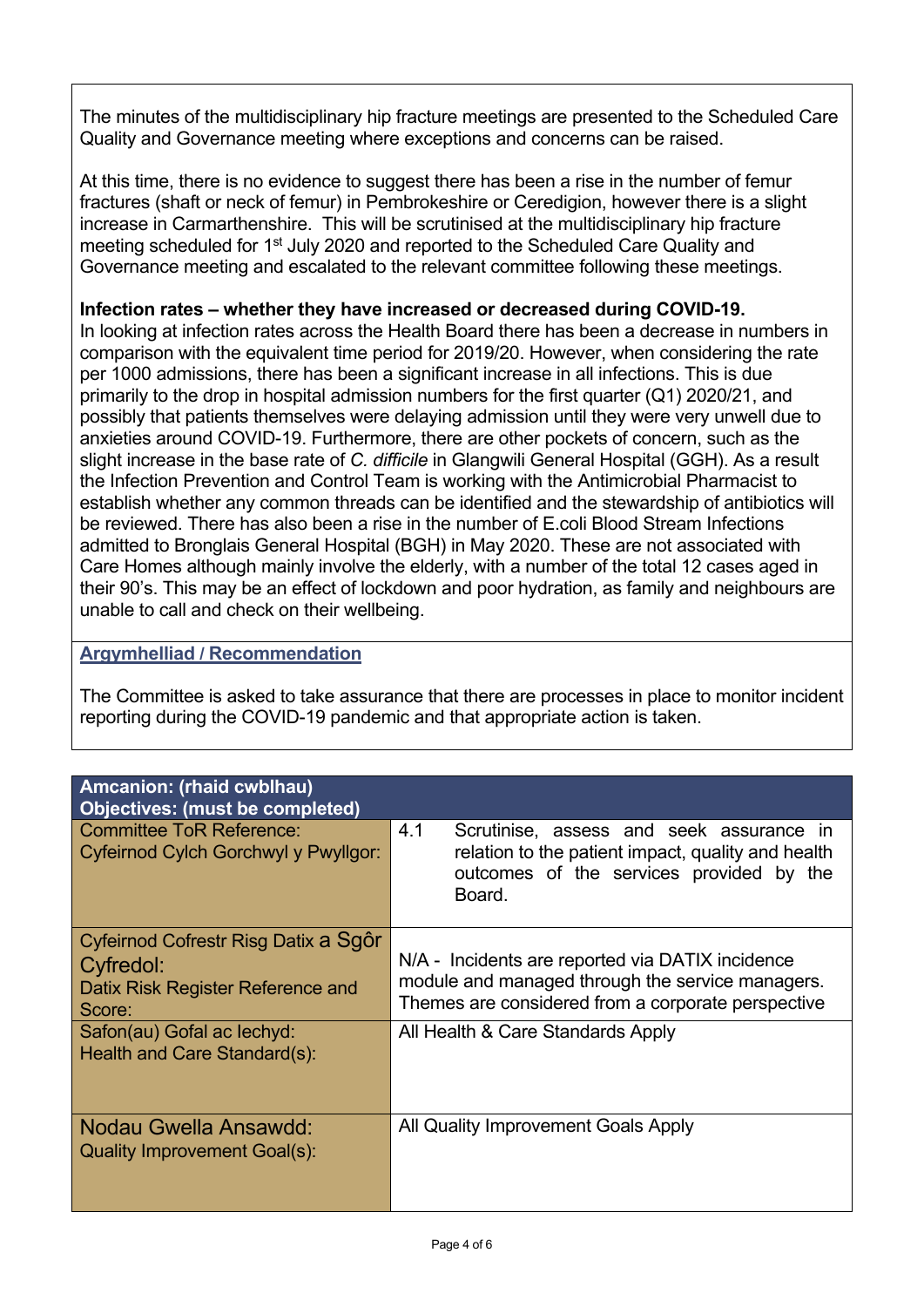The minutes of the multidisciplinary hip fracture meetings are presented to the Scheduled Care Quality and Governance meeting where exceptions and concerns can be raised.

At this time, there is no evidence to suggest there has been a rise in the number of femur fractures (shaft or neck of femur) in Pembrokeshire or Ceredigion, however there is a slight increase in Carmarthenshire. This will be scrutinised at the multidisciplinary hip fracture meeting scheduled for 1st July 2020 and reported to the Scheduled Care Quality and Governance meeting and escalated to the relevant committee following these meetings.

**Infection rates – whether they have increased or decreased during COVID-19.**
In looking at infection rates across the Health Board there has been a decrease in numbers in comparison with the equivalent time period for 2019/20. However, when considering the rate per 1000 admissions, there has been a significant increase in all infections. This is due primarily to the drop in hospital admission numbers for the first quarter (Q1) 2020/21, and possibly that patients themselves were delaying admission until they were very unwell due to anxieties around COVID-19. Furthermore, there are other pockets of concern, such as the slight increase in the base rate of *C. difficile* in Glangwili General Hospital (GGH). As a result the Infection Prevention and Control Team is working with the Antimicrobial Pharmacist to establish whether any common threads can be identified and the stewardship of antibiotics will be reviewed. There has also been a rise in the number of E.coli Blood Stream Infections admitted to Bronglais General Hospital (BGH) in May 2020. These are not associated with Care Homes although mainly involve the elderly, with a number of the total 12 cases aged in their 90's. This may be an effect of lockdown and poor hydration, as family and neighbours are unable to call and check on their wellbeing.

**Argymhelliad / Recommendation**

The Committee is asked to take assurance that there are processes in place to monitor incident reporting during the COVID-19 pandemic and that appropriate action is taken.

| Amcanion: (rhaid cwblhau)<br>Objectives: (must be completed) | |
|---|---|
| Committee ToR Reference:<br>Cyfeirnod Cylch Gorchwyl y Pwyllgor: | 4.1 Scrutinise, assess and seek assurance in relation to the patient impact, quality and health outcomes of the services provided by the Board. |
| Cyfeirnod Cofrestr Risg Datix a Sgôr Cyfredol:<br>Datix Risk Register Reference and Score: | N/A - Incidents are reported via DATIX incidence module and managed through the service managers. Themes are considered from a corporate perspective |
| Safon(au) Gofal ac Iechyd:<br>Health and Care Standard(s): | All Health & Care Standards Apply |
| Nodau Gwella Ansawdd:<br>Quality Improvement Goal(s): | All Quality Improvement Goals Apply |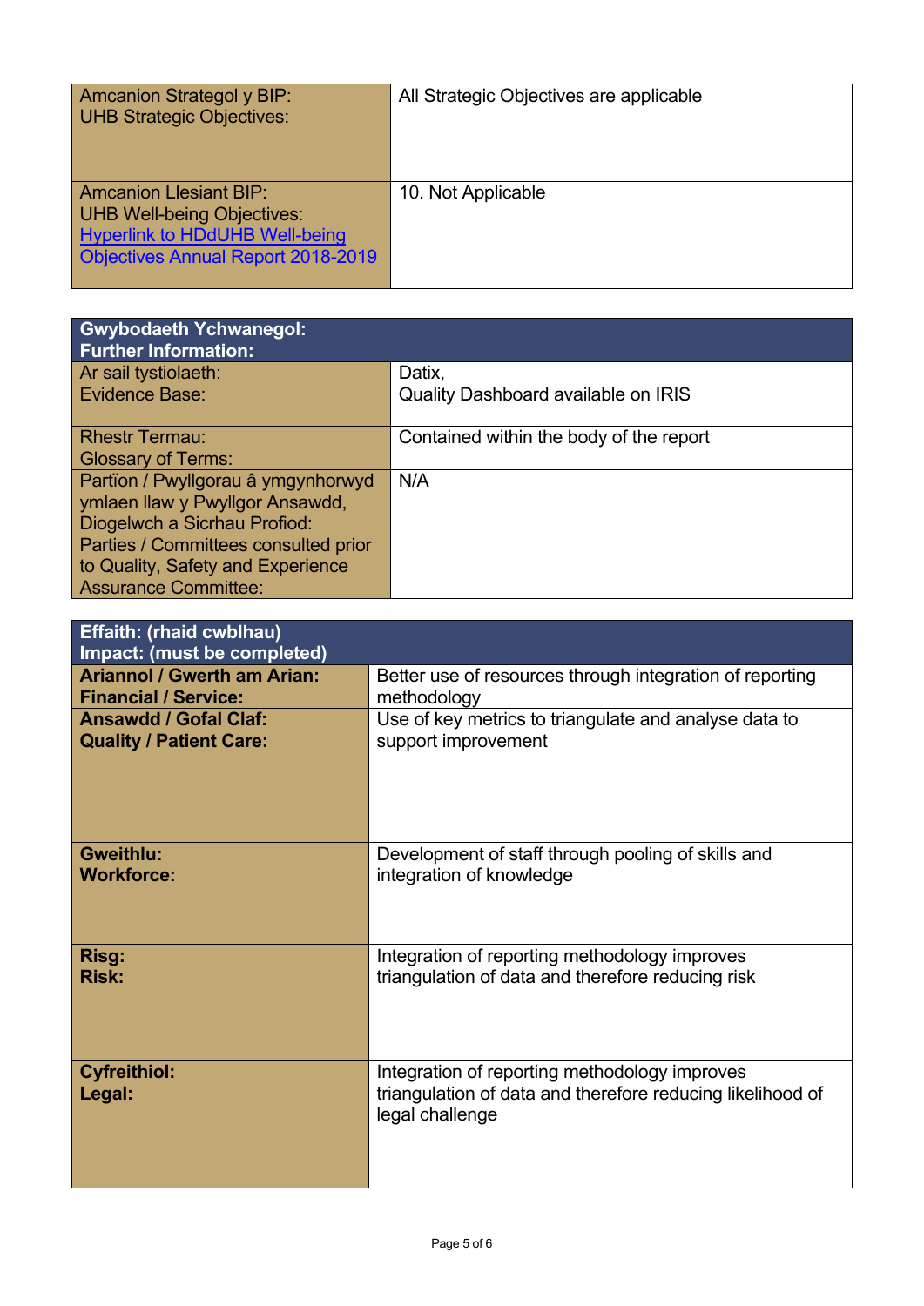| Amcanion Strategol y BIP:<br>UHB Strategic Objectives: | All Strategic Objectives are applicable |
|---|---|
| Amcanion Llesiant BIP:<br>UHB Well-being Objectives:<br>[Hyperlink to HDdUHB Well-being Objectives Annual Report 2018-2019] | 10. Not Applicable |

| **Gwybodaeth Ychwanegol:**<br>**Further Information:** | |
|---|---|
| Ar sail tystiolaeth:<br>Evidence Base: | Datix,<br>Quality Dashboard available on IRIS |
| Rhestr Termau:<br>Glossary of Terms: | Contained within the body of the report |
| Partïon / Pwyllgorau â ymgynhorwyd ymlaen llaw y Pwyllgor Ansawdd, Diogelwch a Sicrhau Profiod:<br>Parties / Committees consulted prior to Quality, Safety and Experience Assurance Committee: | N/A |

| **Effaith: (rhaid cwblhau)**<br>**Impact: (must be completed)** | |
|---|---|
| **Ariannol / Gwerth am Arian:**<br>**Financial / Service:** | Better use of resources through integration of reporting methodology |
| **Ansawdd / Gofal Claf:**<br>**Quality / Patient Care:** | Use of key metrics to triangulate and analyse data to support improvement |
| **Gweithlu:**<br>**Workforce:** | Development of staff through pooling of skills and integration of knowledge |
| **Risg:**<br>**Risk:** | Integration of reporting methodology improves triangulation of data and therefore reducing risk |
| **Cyfreithiol:**<br>**Legal:** | Integration of reporting methodology improves triangulation of data and therefore reducing likelihood of legal challenge |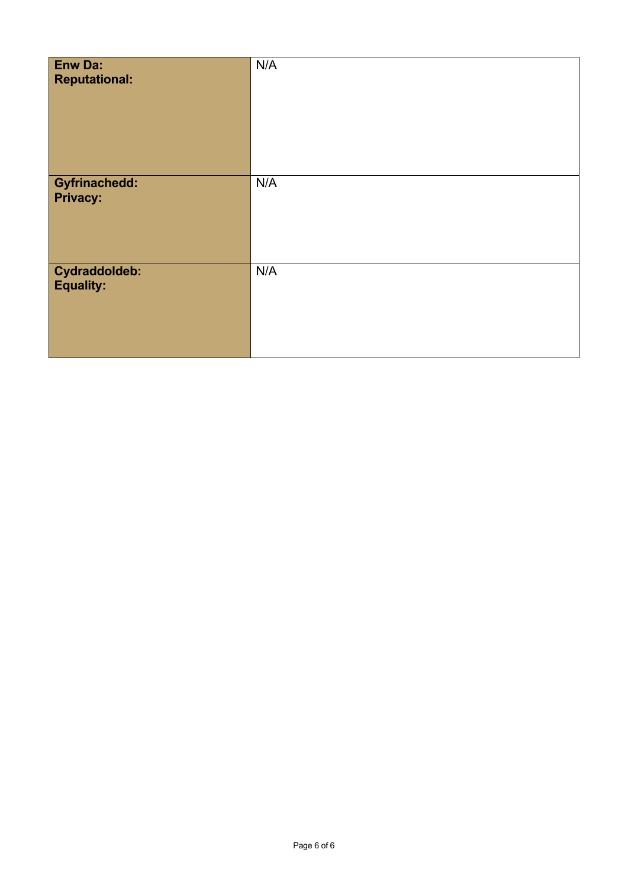| | |
|---|---|
| **Enw Da:**<br>**Reputational:** | N/A |
| **Gyfrinachedd:**<br>**Privacy:** | N/A |
| **Cydraddoldeb:**<br>**Equality:** | N/A |